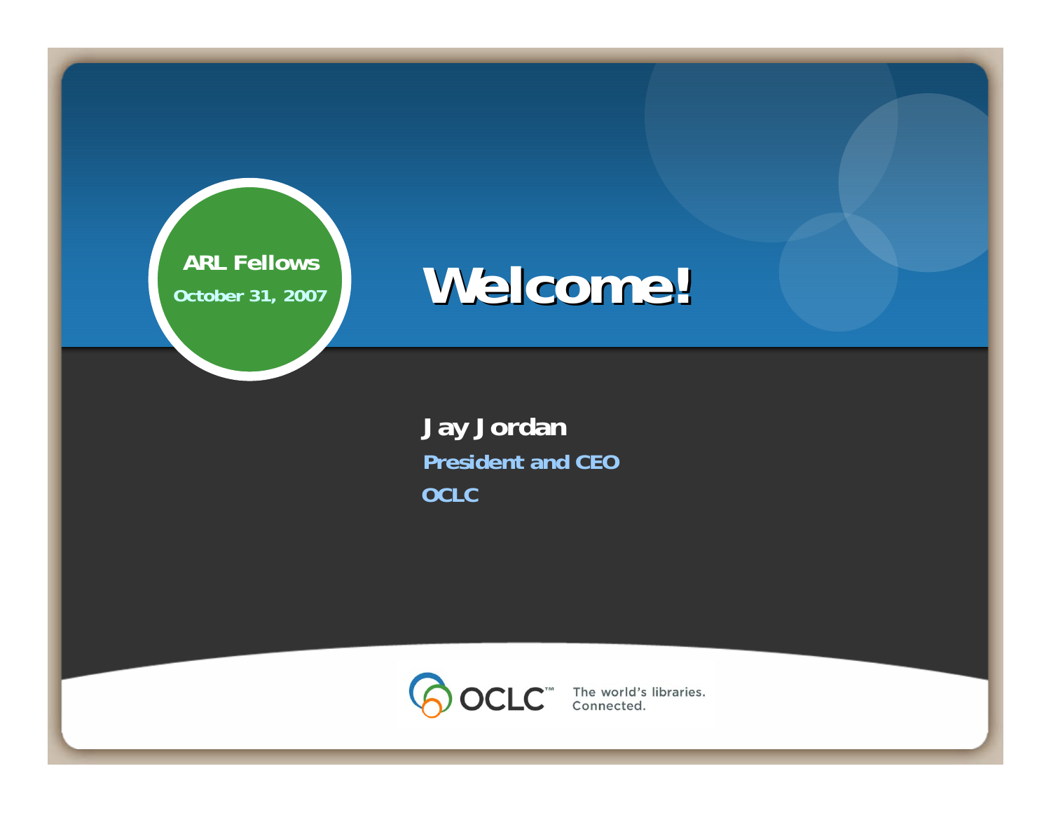ARL Fellows

October 31, 2007

# Welcome!

**Jay Jordan**

**President and CEO**

**OCLC**

OCLC™ The world's libraries. Connected.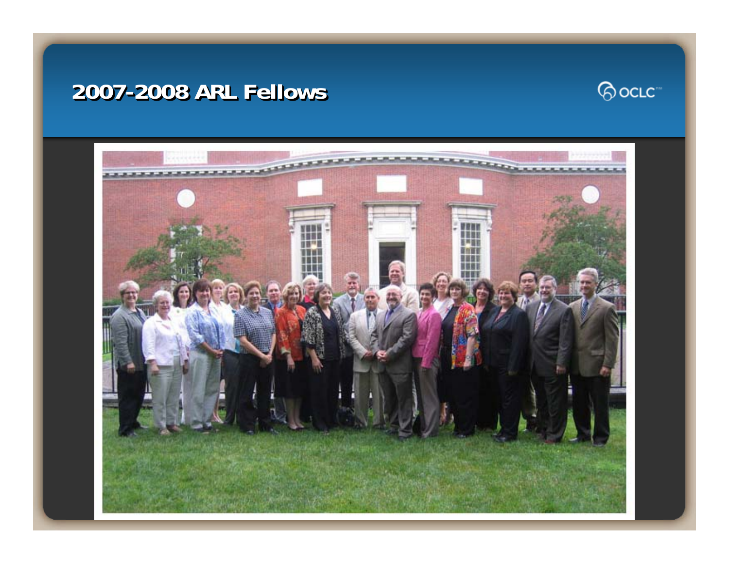# 2007-2008 ARL Fellows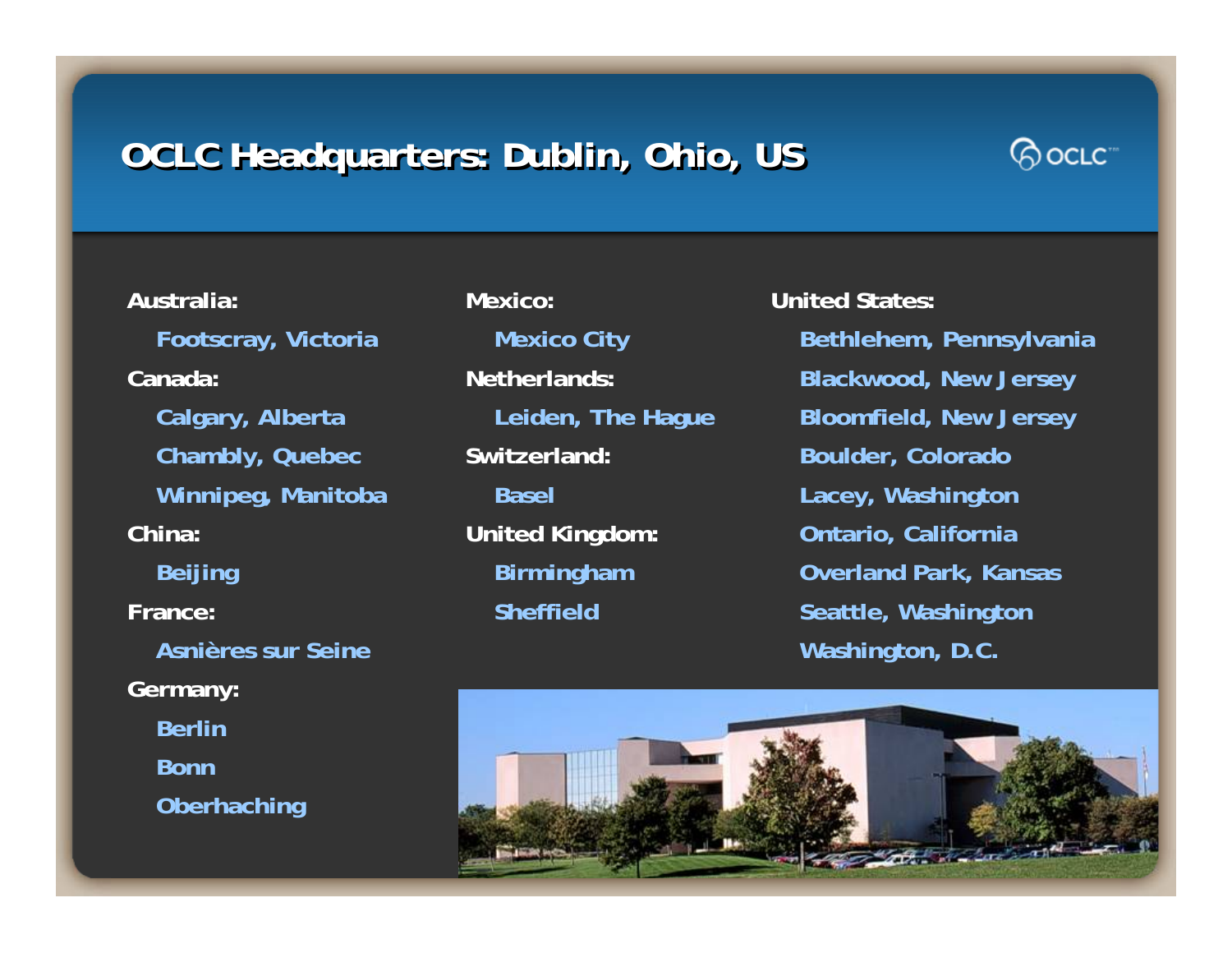# OCLC Headquarters: Dublin, Ohio, US

**Australia:**
- Footscray, Victoria

**Canada:**
- Calgary, Alberta
- Chambly, Quebec
- Winnipeg, Manitoba

**China:**
- Beijing

**France:**
- Asnières sur Seine

**Germany:**
- Berlin
- Bonn
- Oberhaching

**Mexico:**
- Mexico City

**Netherlands:**
- Leiden, The Hague

**Switzerland:**
- Basel

**United Kingdom:**
- Birmingham
- Sheffield

**United States:**
- Bethlehem, Pennsylvania
- Blackwood, New Jersey
- Bloomfield, New Jersey
- Boulder, Colorado
- Lacey, Washington
- Ontario, California
- Overland Park, Kansas
- Seattle, Washington
- Washington, D.C.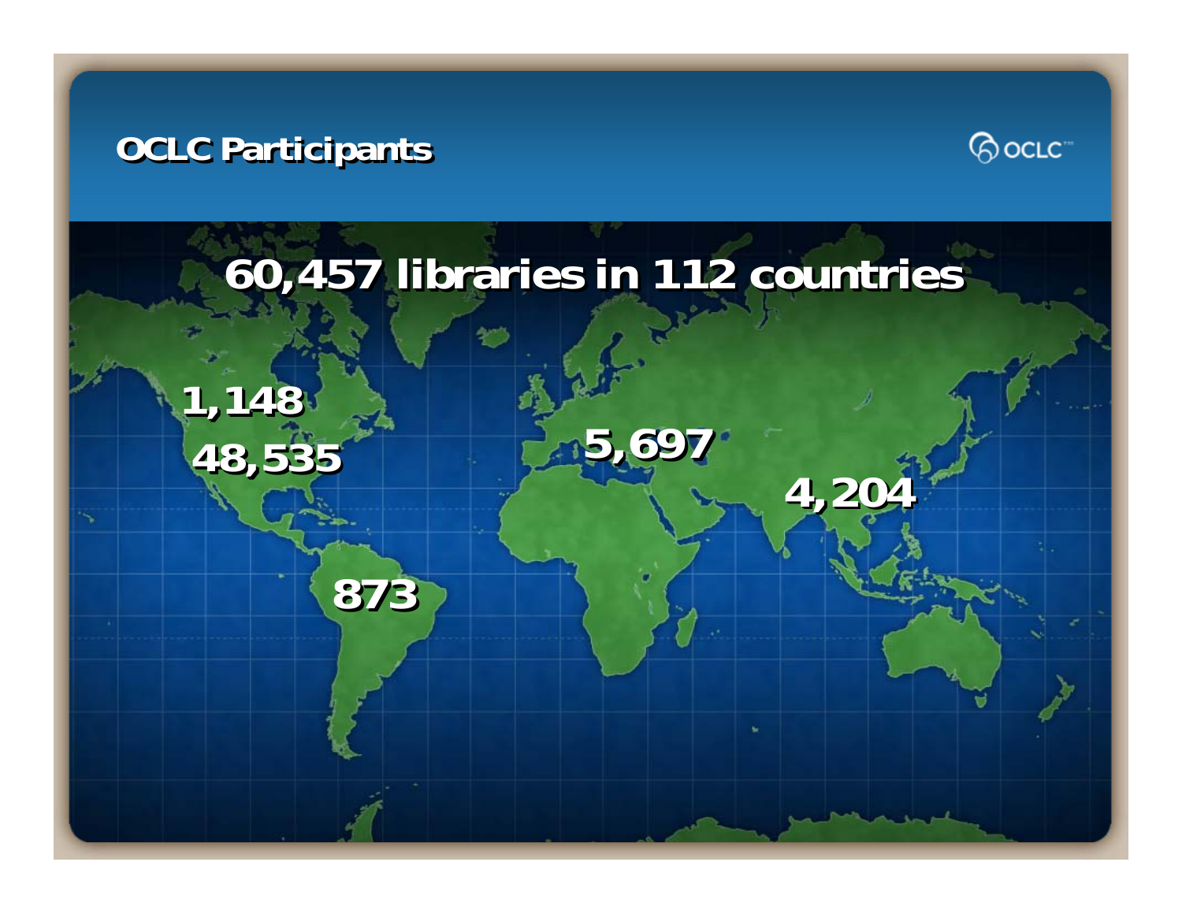# OCLC Participants

**60,457 libraries in 112 countries**

1,148

48,535

5,697

4,204

873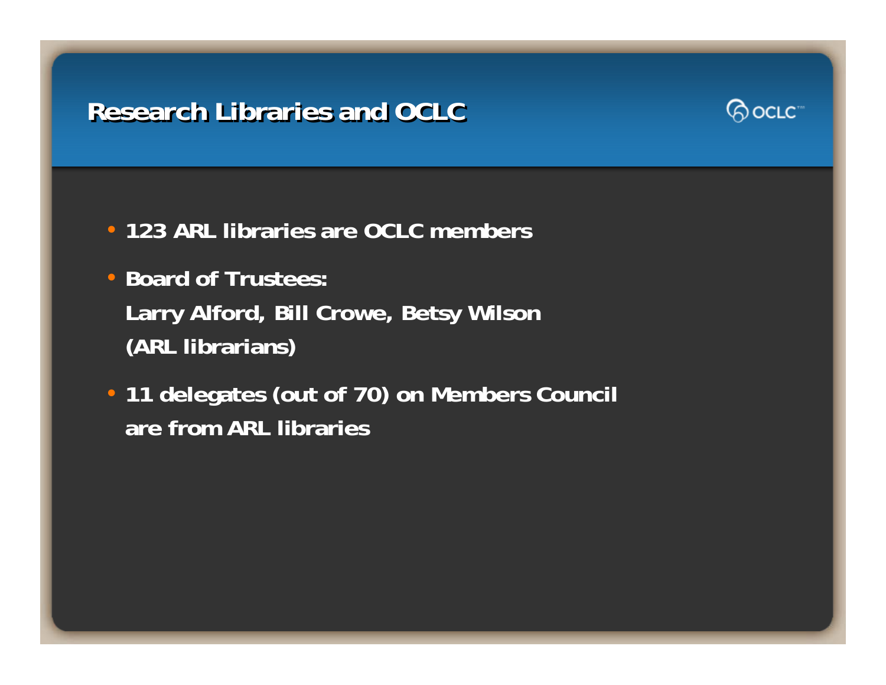# Research Libraries and OCLC

- 123 ARL libraries are OCLC members
- Board of Trustees:
  Larry Alford, Bill Crowe, Betsy Wilson
  (ARL librarians)
- 11 delegates (out of 70) on Members Council
  are from ARL libraries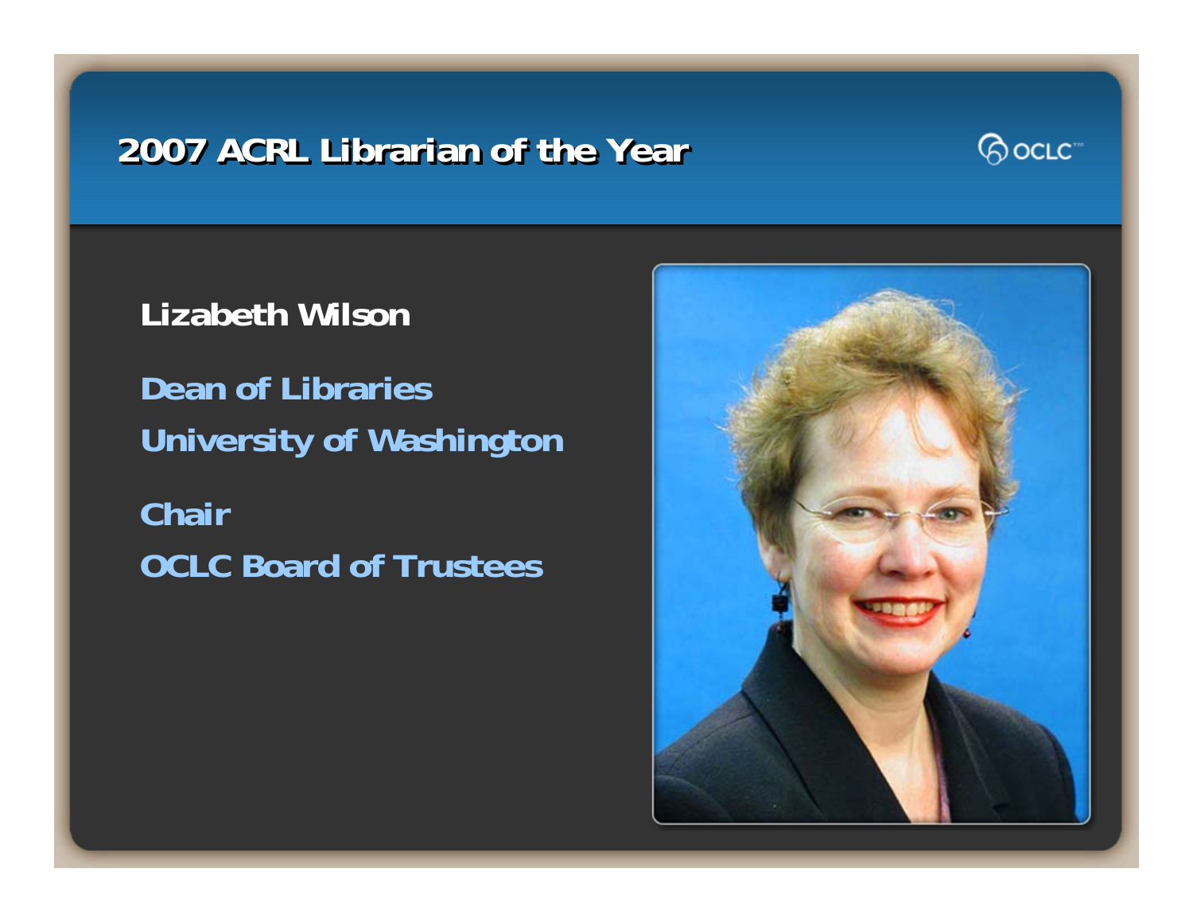# 2007 ACRL Librarian of the Year

**Lizabeth Wilson**

**Dean of Libraries**
**University of Washington**

**Chair**
**OCLC Board of Trustees**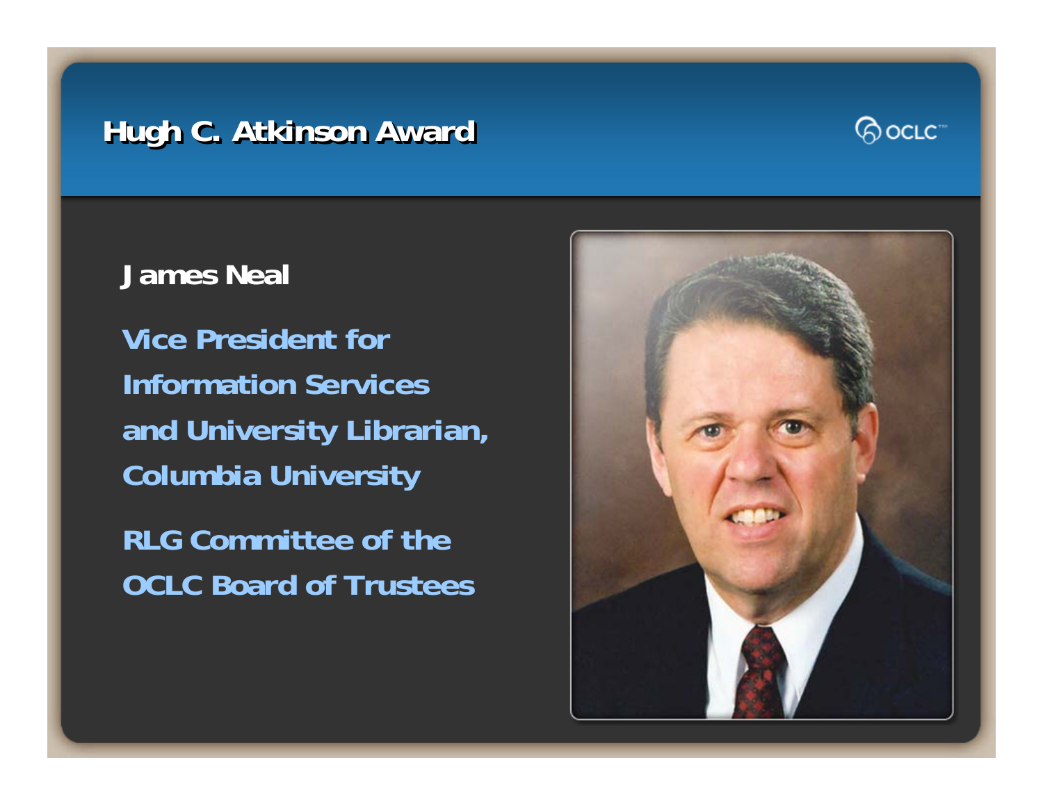# Hugh C. Atkinson Award

**James Neal**

**Vice President for Information Services and University Librarian, Columbia University**

**RLG Committee of the OCLC Board of Trustees**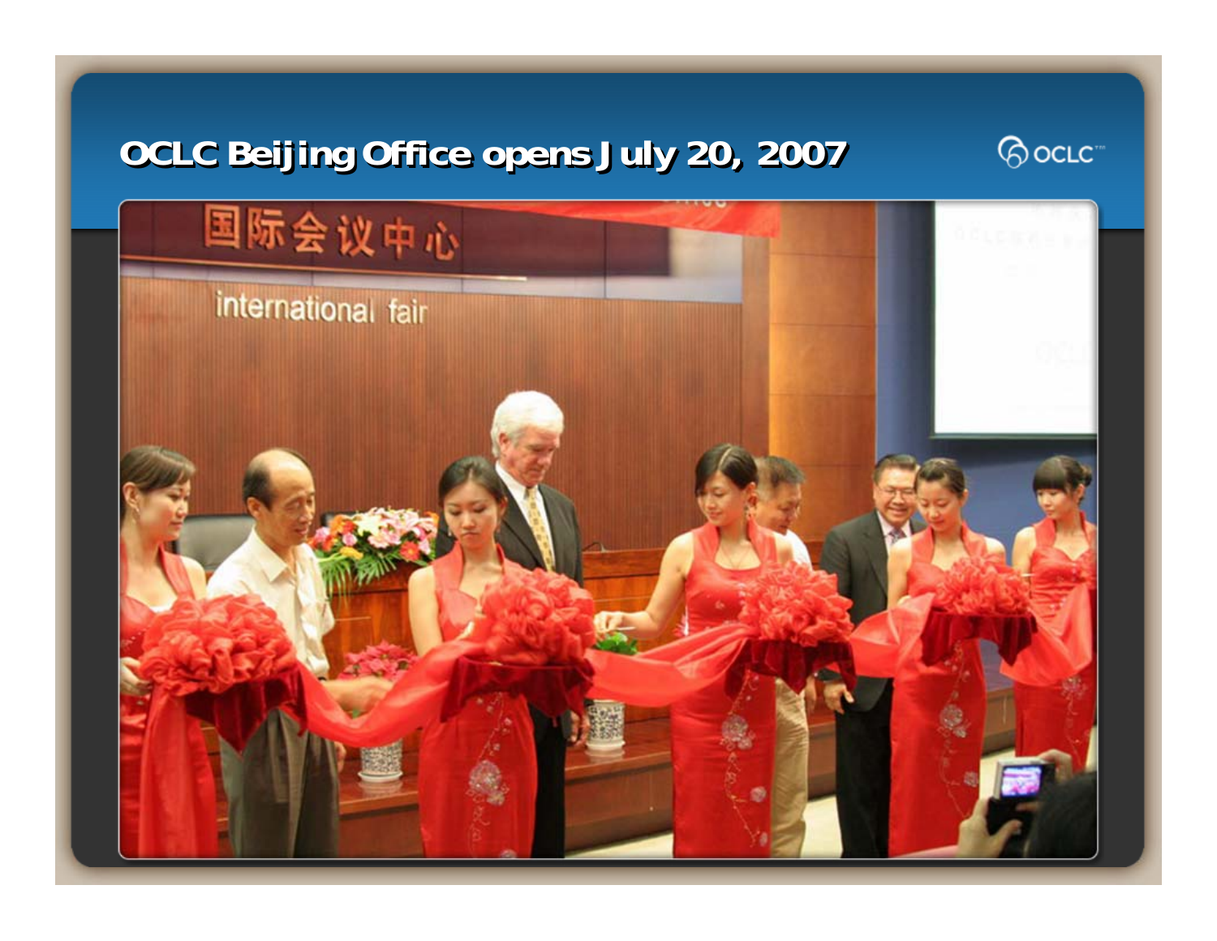# OCLC Beijing Office opens July 20, 2007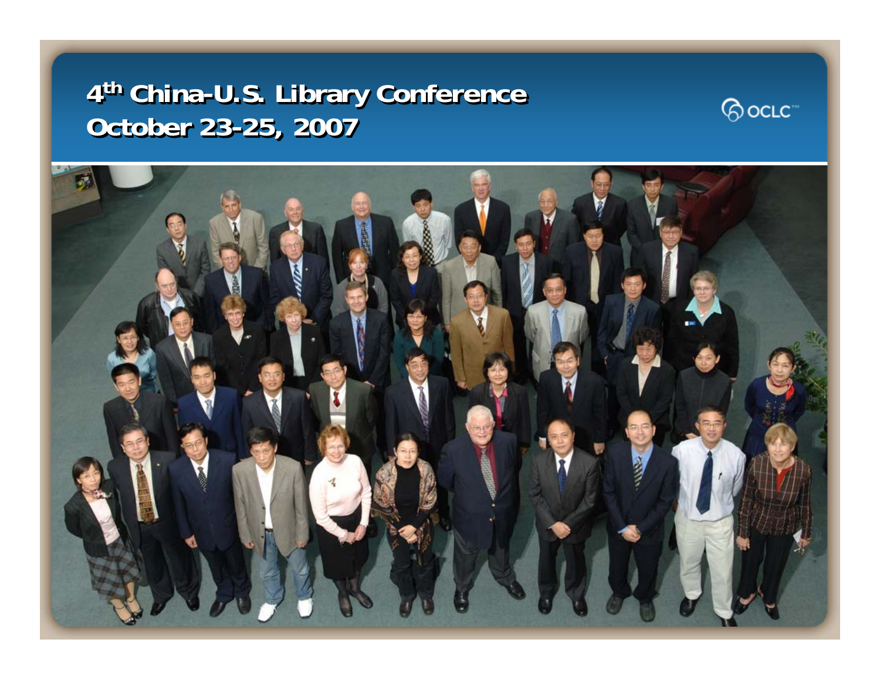# 4th China-U.S. Library Conference
# October 23-25, 2007

OCLC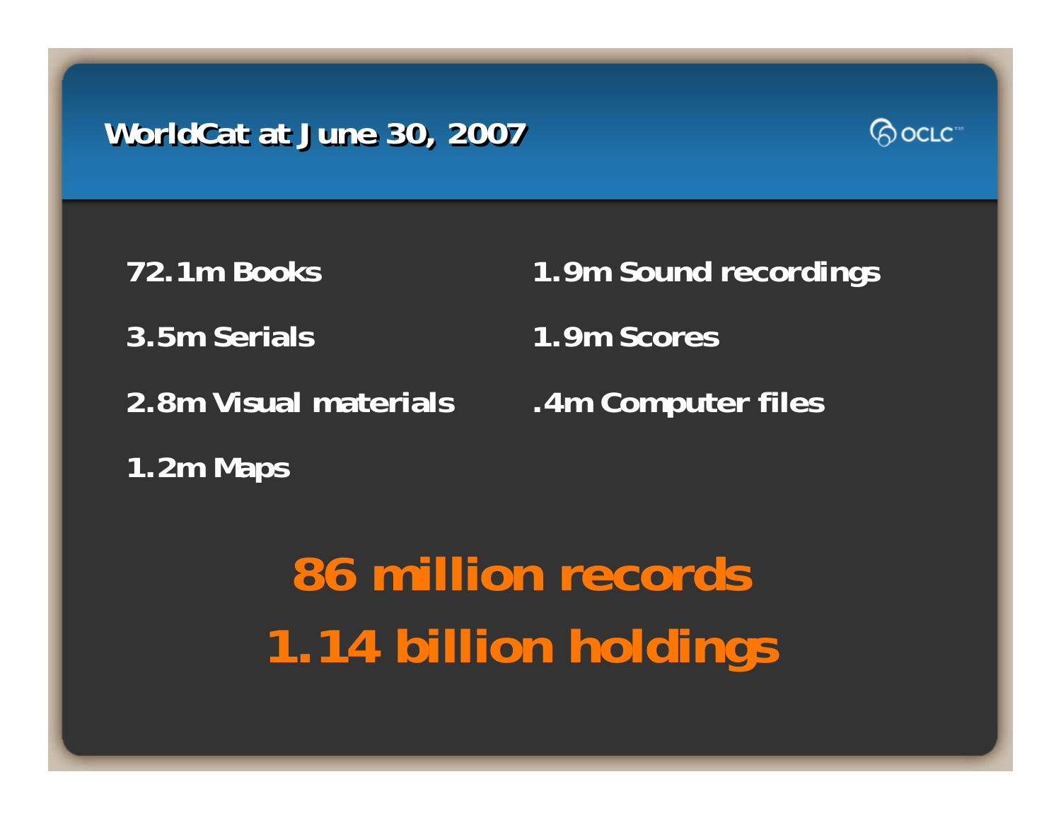# WorldCat at June 30, 2007

- 72.1m Books
- 3.5m Serials
- 2.8m Visual materials
- 1.2m Maps
- 1.9m Sound recordings
- 1.9m Scores
- .4m Computer files

**86 million records**

**1.14 billion holdings**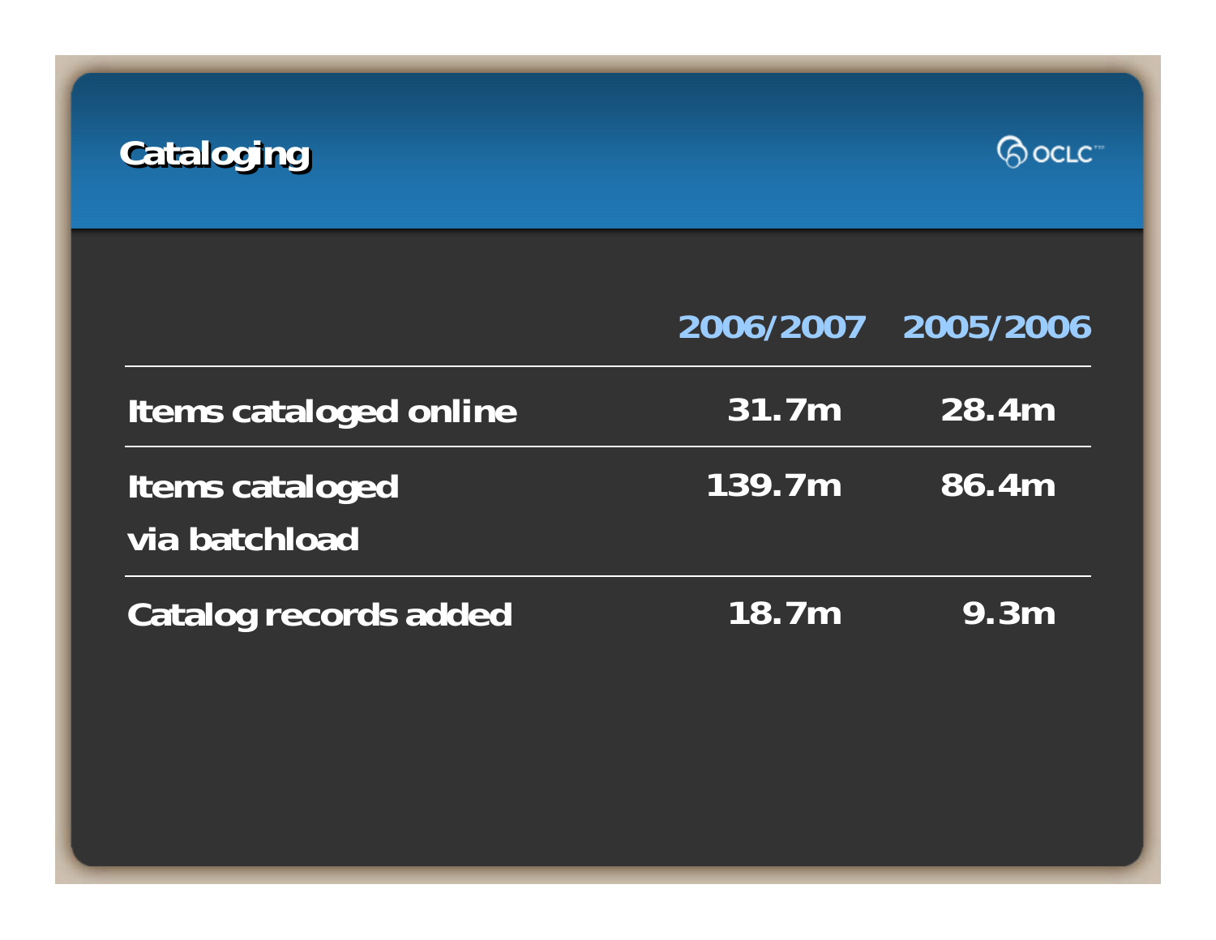# Cataloging

OCLC™

| | 2006/2007 | 2005/2006 |
|---|---|---|
| Items cataloged online | 31.7m | 28.4m |
| Items cataloged via batchload | 139.7m | 86.4m |
| Catalog records added | 18.7m | 9.3m |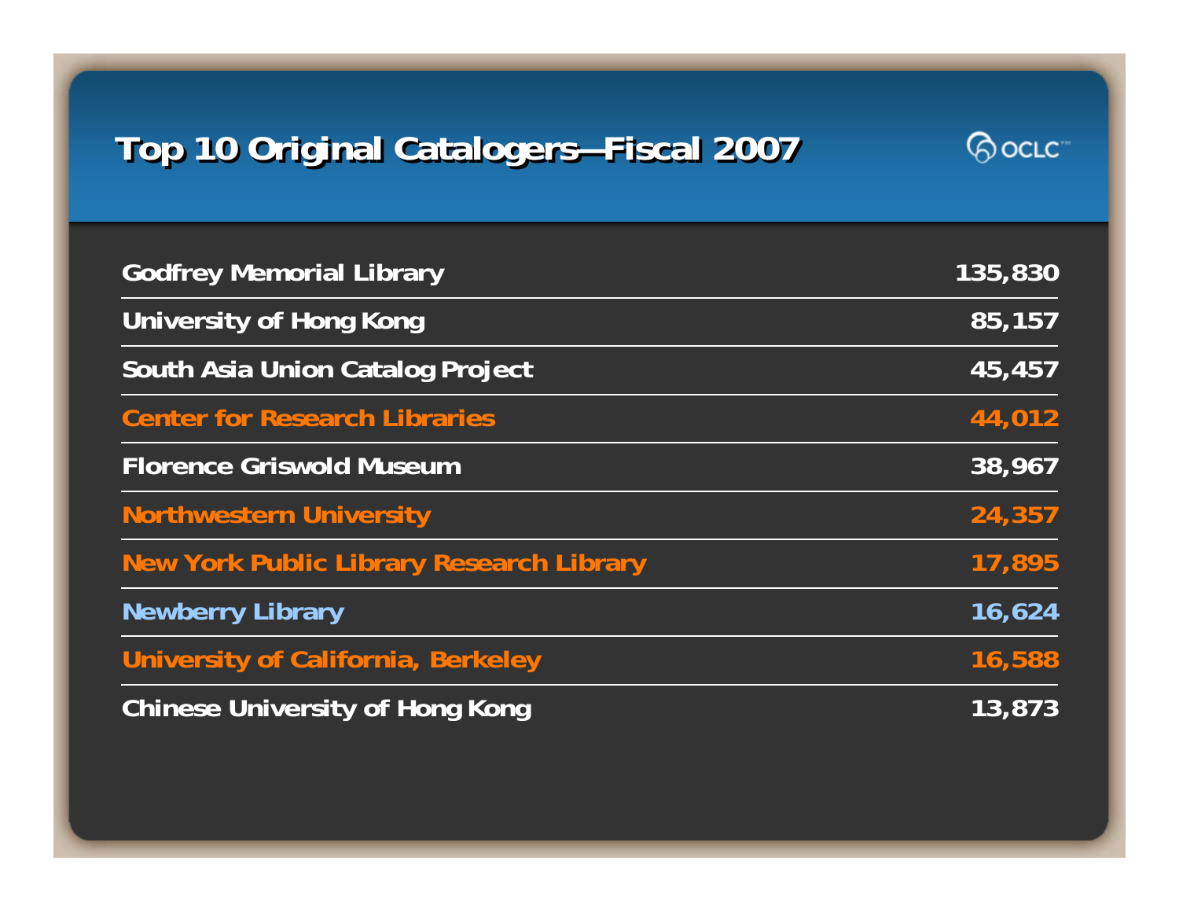# Top 10 Original Catalogers—Fiscal 2007

| Library | Count |
|---|---|
| Godfrey Memorial Library | 135,830 |
| University of Hong Kong | 85,157 |
| South Asia Union Catalog Project | 45,457 |
| Center for Research Libraries | 44,012 |
| Florence Griswold Museum | 38,967 |
| Northwestern University | 24,357 |
| New York Public Library Research Library | 17,895 |
| Newberry Library | 16,624 |
| University of California, Berkeley | 16,588 |
| Chinese University of Hong Kong | 13,873 |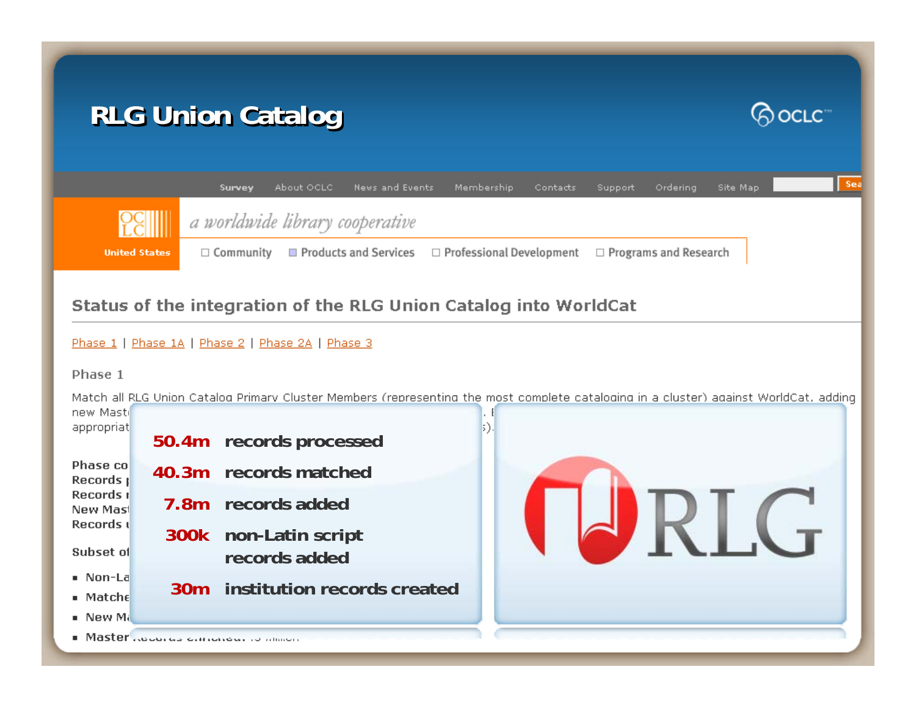# RLG Union Catalog

Survey | About OCLC | News and Events | Membership | Contacts | Support | Ordering | Site Map

*a worldwide library cooperative*

United States

Community | Products and Services | Professional Development | Programs and Research

## Status of the integration of the RLG Union Catalog into WorldCat

Phase 1 | Phase 1A | Phase 2 | Phase 2A | Phase 3

### Phase 1

Match all RLG Union Catalog Primary Cluster Members (representing the most complete cataloging in a cluster) against WorldCat, adding new Mast... appropriat...

- **50.4m** records processed
- **40.3m** records matched
- **7.8m** records added
- **300k** non-Latin script records added
- **30m** institution records created

RLG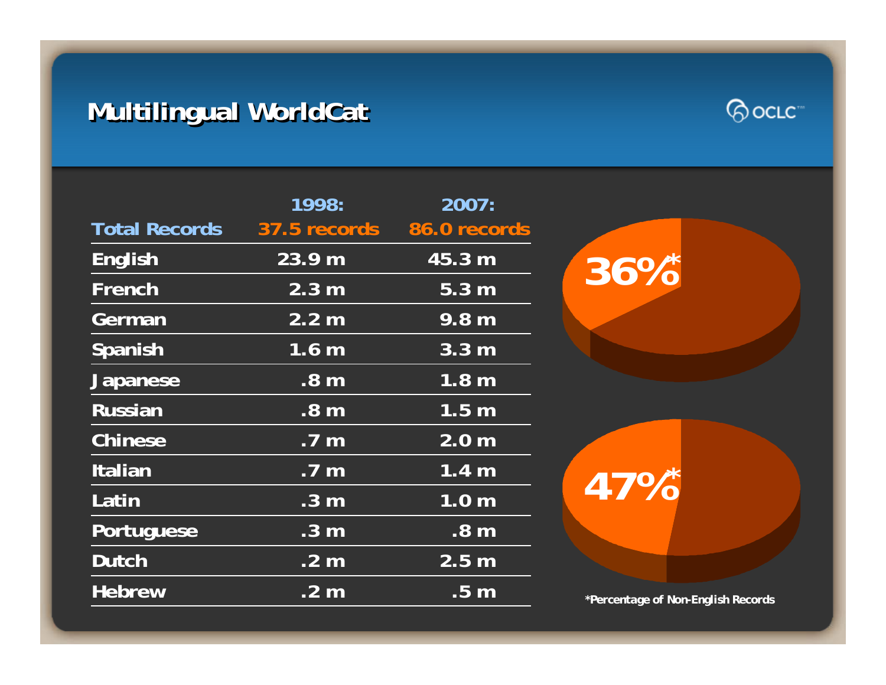# Multilingual WorldCat

| Total Records | 1998: 37.5 records | 2007: 86.0 records |
| --- | --- | --- |
| English | 23.9 m | 45.3 m |
| French | 2.3 m | 5.3 m |
| German | 2.2 m | 9.8 m |
| Spanish | 1.6 m | 3.3 m |
| Japanese | .8 m | 1.8 m |
| Russian | .8 m | 1.5 m |
| Chinese | .7 m | 2.0 m |
| Italian | .7 m | 1.4 m |
| Latin | .3 m | 1.0 m |
| Portuguese | .3 m | .8 m |
| Dutch | .2 m | 2.5 m |
| Hebrew | .2 m | .5 m |

36%*

47%*

*Percentage of Non-English Records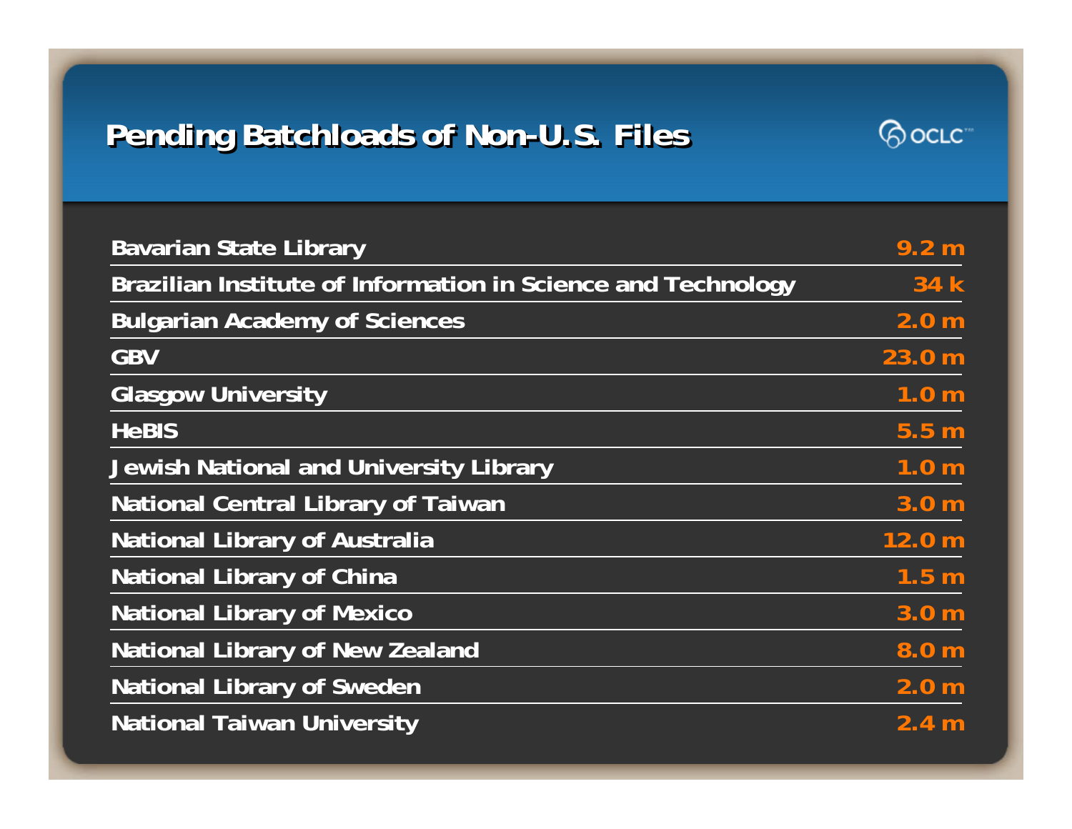# Pending Batchloads of Non-U.S. Files

| Institution | Records |
|---|---|
| Bavarian State Library | 9.2 m |
| Brazilian Institute of Information in Science and Technology | 34 k |
| Bulgarian Academy of Sciences | 2.0 m |
| GBV | 23.0 m |
| Glasgow University | 1.0 m |
| HeBIS | 5.5 m |
| Jewish National and University Library | 1.0 m |
| National Central Library of Taiwan | 3.0 m |
| National Library of Australia | 12.0 m |
| National Library of China | 1.5 m |
| National Library of Mexico | 3.0 m |
| National Library of New Zealand | 8.0 m |
| National Library of Sweden | 2.0 m |
| National Taiwan University | 2.4 m |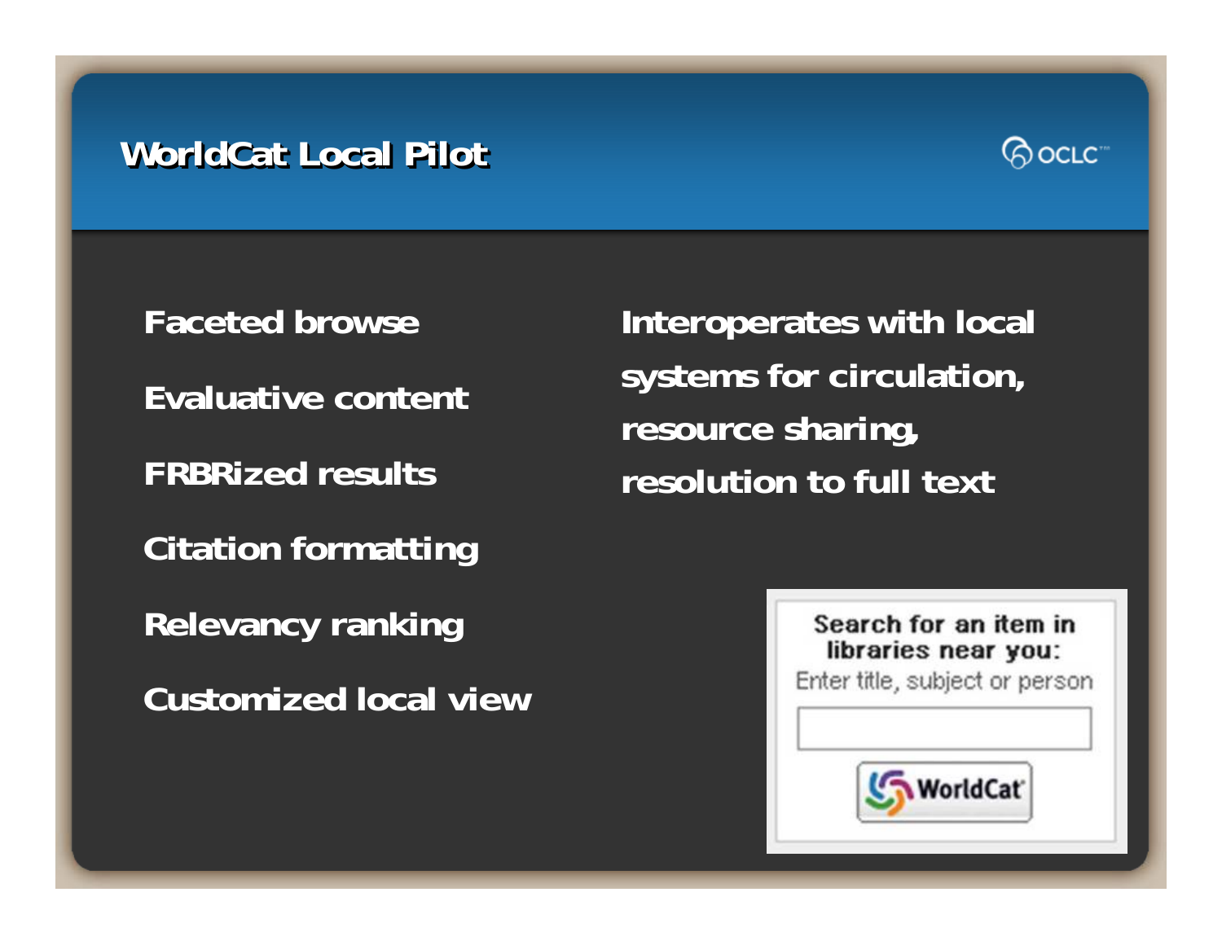# WorldCat Local Pilot

- Faceted browse
- Evaluative content
- FRBRized results
- Citation formatting
- Relevancy ranking
- Customized local view

Interoperates with local systems for circulation, resource sharing, resolution to full text

Search for an item in libraries near you:

Enter title, subject or person

WorldCat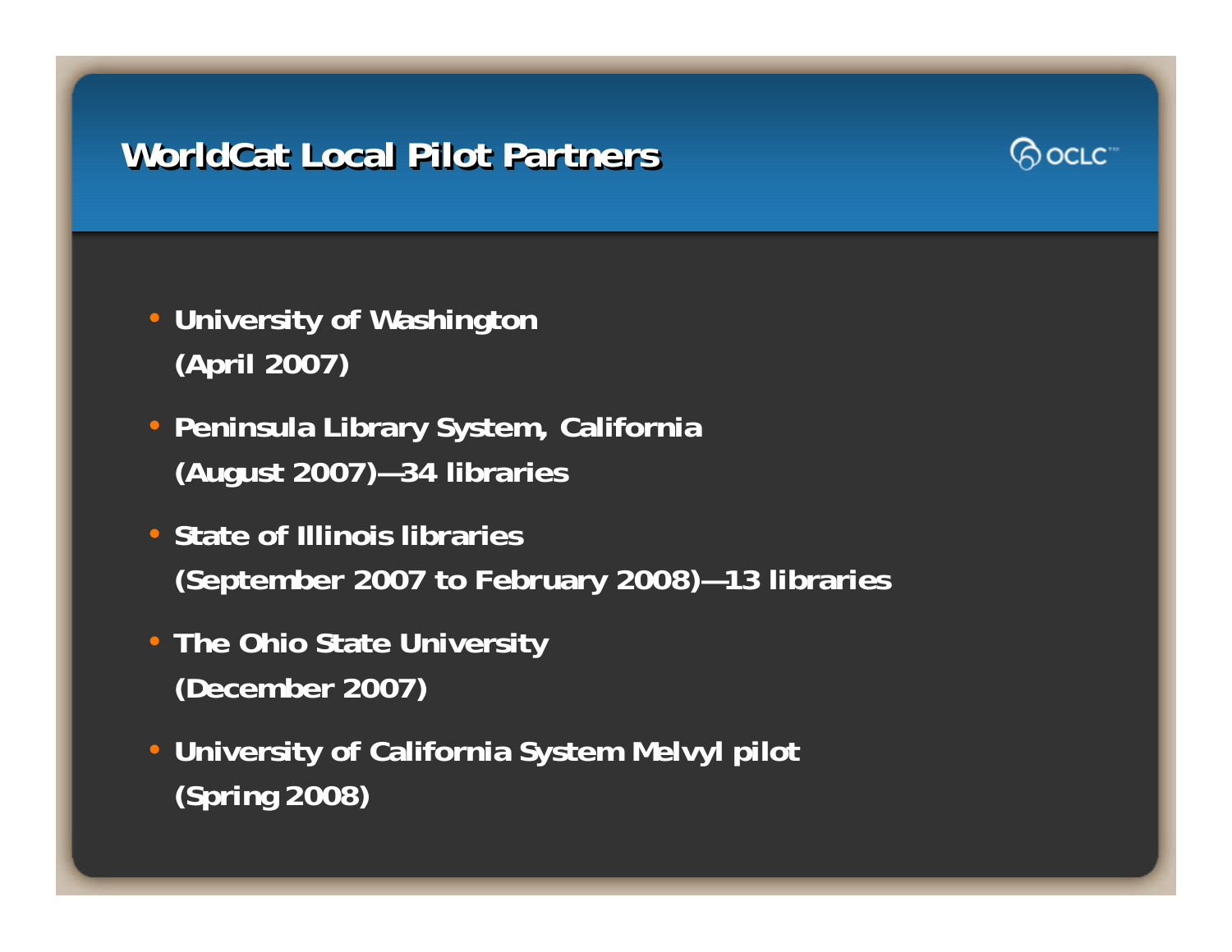# WorldCat Local Pilot Partners

- **University of Washington (April 2007)**
- **Peninsula Library System, California (August 2007)—34 libraries**
- **State of Illinois libraries (September 2007 to February 2008)—13 libraries**
- **The Ohio State University (December 2007)**
- **University of California System Melvyl pilot (Spring 2008)**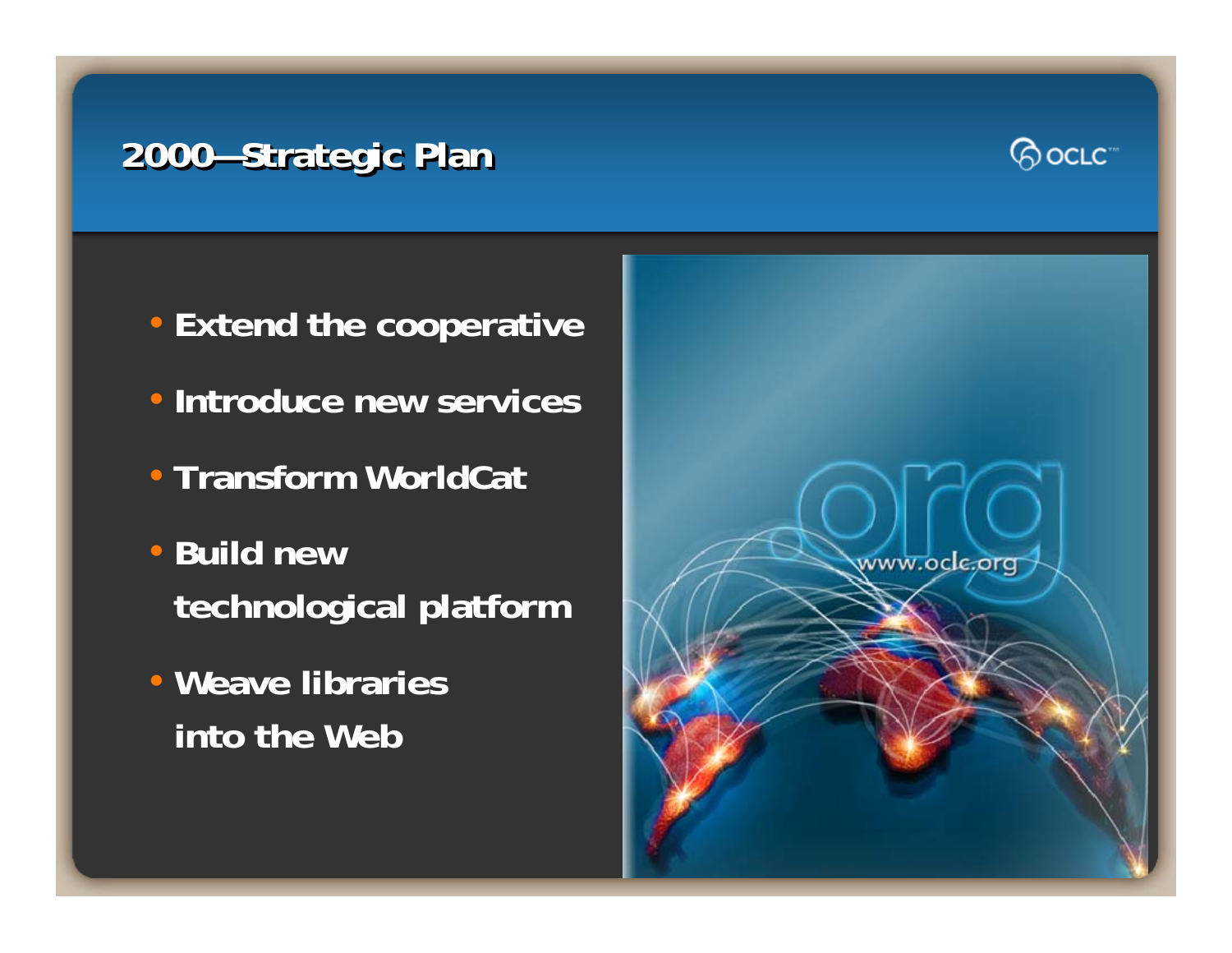## 2000—Strategic Plan

- Extend the cooperative
- Introduce new services
- Transform WorldCat
- Build new technological platform
- Weave libraries into the Web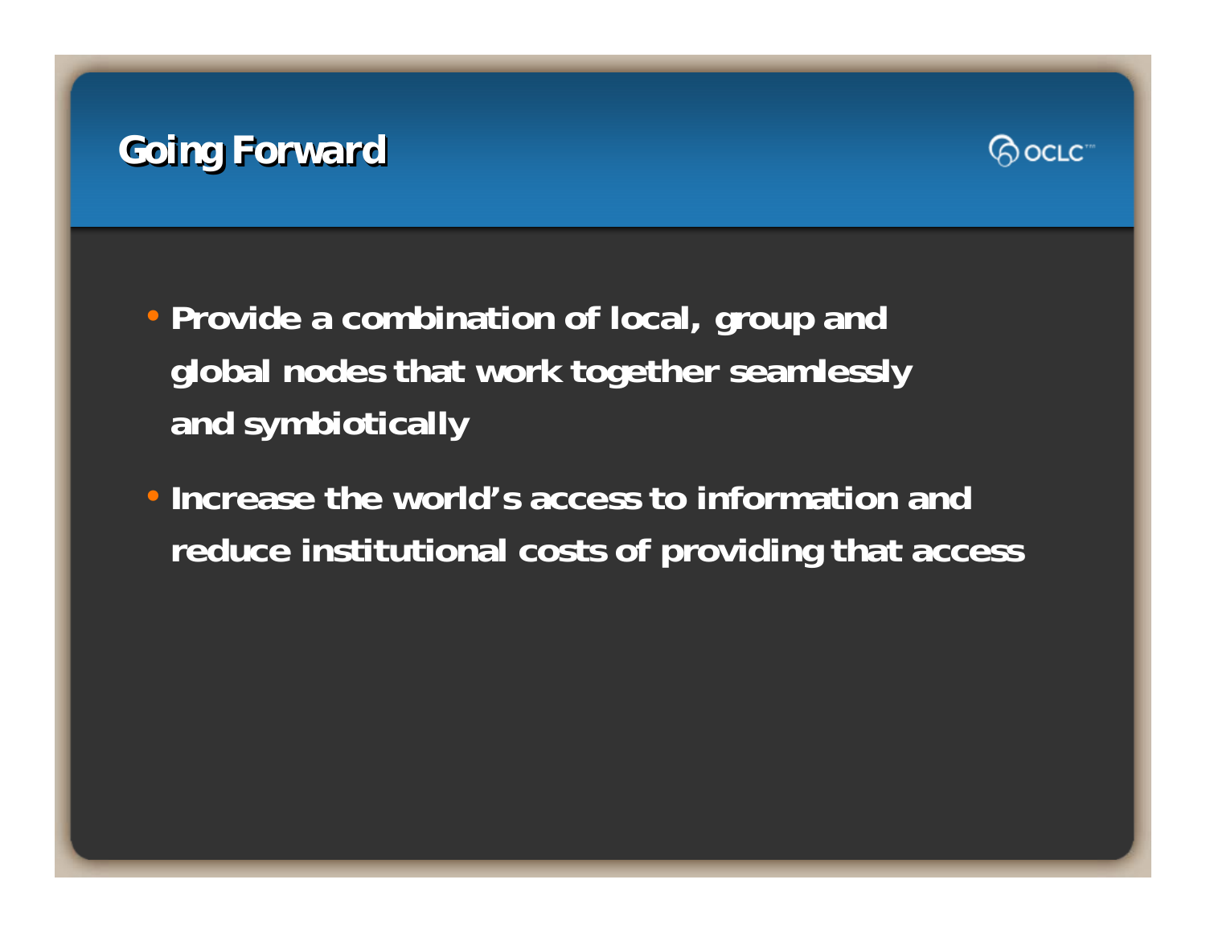# Going Forward

- Provide a combination of local, group and global nodes that work together seamlessly and symbiotically
- Increase the world's access to information and reduce institutional costs of providing that access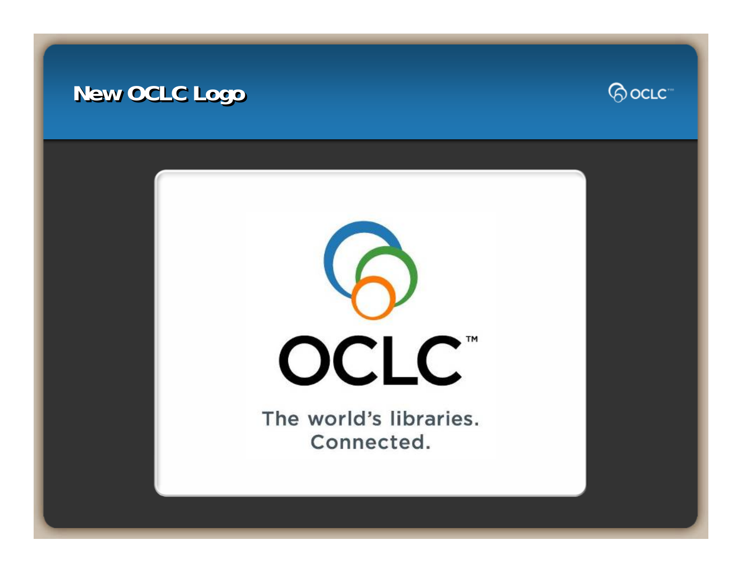# New OCLC Logo

OCLC™

The world's libraries.
Connected.